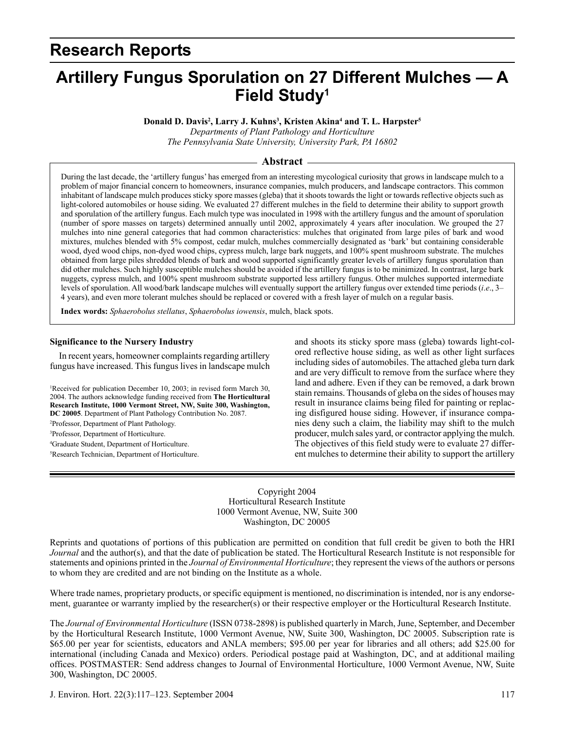## Research Reports

# Artillery Fungus Sporulation on 27 Different Mulches — A Field Study[1]

**Donald D. Davis[2], Larry J. Kuhns[3], Kristen Akina[4] and T. L. Harpster[5]**

*Departments of Plant Pathology and Horticulture*
*The Pennsylvania State University, University Park, PA 16802*

## Abstract

During the last decade, the 'artillery fungus' has emerged from an interesting mycological curiosity that grows in landscape mulch to a problem of major financial concern to homeowners, insurance companies, mulch producers, and landscape contractors. This common inhabitant of landscape mulch produces sticky spore masses (gleba) that it shoots towards the light or towards reflective objects such as light-colored automobiles or house siding. We evaluated 27 different mulches in the field to determine their ability to support growth and sporulation of the artillery fungus. Each mulch type was inoculated in 1998 with the artillery fungus and the amount of sporulation (number of spore masses on targets) determined annually until 2002, approximately 4 years after inoculation. We grouped the 27 mulches into nine general categories that had common characteristics: mulches that originated from large piles of bark and wood mixtures, mulches blended with 5% compost, cedar mulch, mulches commercially designated as 'bark' but containing considerable wood, dyed wood chips, non-dyed wood chips, cypress mulch, large bark nuggets, and 100% spent mushroom substrate. The mulches obtained from large piles shredded blends of bark and wood supported significantly greater levels of artillery fungus sporulation than did other mulches. Such highly susceptible mulches should be avoided if the artillery fungus is to be minimized. In contrast, large bark nuggets, cypress mulch, and 100% spent mushroom substrate supported less artillery fungus. Other mulches supported intermediate levels of sporulation. All wood/bark landscape mulches will eventually support the artillery fungus over extended time periods (*i.e*., 3–4 years), and even more tolerant mulches should be replaced or covered with a fresh layer of mulch on a regular basis.

**Index words:** *Sphaerobolus stellatus*, *Sphaerobolus iowensis*, mulch, black spots.

### Significance to the Nursery Industry

In recent years, homeowner complaints regarding artillery fungus have increased. This fungus lives in landscape mulch and shoots its sticky spore mass (gleba) towards light-colored reflective house siding, as well as other light surfaces including sides of automobiles. The attached gleba turn dark and are very difficult to remove from the surface where they land and adhere. Even if they can be removed, a dark brown stain remains. Thousands of gleba on the sides of houses may result in insurance claims being filed for painting or replacing disfigured house siding. However, if insurance companies deny such a claim, the liability may shift to the mulch producer, mulch sales yard, or contractor applying the mulch. The objectives of this field study were to evaluate 27 different mulches to determine their ability to support the artillery

[1]Received for publication December 10, 2003; in revised form March 30, 2004. The authors acknowledge funding received from **The Horticultural Research Institute, 1000 Vermont Street, NW, Suite 300, Washington, DC 20005**. Department of Plant Pathology Contribution No. 2087.

[2]Professor, Department of Plant Pathology.

[3]Professor, Department of Horticulture.

[4]Graduate Student, Department of Horticulture.

[5]Research Technician, Department of Horticulture.

Copyright 2004
Horticultural Research Institute
1000 Vermont Avenue, NW, Suite 300
Washington, DC 20005

Reprints and quotations of portions of this publication are permitted on condition that full credit be given to both the HRI *Journal* and the author(s), and that the date of publication be stated. The Horticultural Research Institute is not responsible for statements and opinions printed in the *Journal of Environmental Horticulture*; they represent the views of the authors or persons to whom they are credited and are not binding on the Institute as a whole.

Where trade names, proprietary products, or specific equipment is mentioned, no discrimination is intended, nor is any endorsement, guarantee or warranty implied by the researcher(s) or their respective employer or the Horticultural Research Institute.

The *Journal of Environmental Horticulture* (ISSN 0738-2898) is published quarterly in March, June, September, and December by the Horticultural Research Institute, 1000 Vermont Avenue, NW, Suite 300, Washington, DC 20005. Subscription rate is $65.00 per year for scientists, educators and ANLA members; $95.00 per year for libraries and all others; add $25.00 for international (including Canada and Mexico) orders. Periodical postage paid at Washington, DC, and at additional mailing offices. POSTMASTER: Send address changes to Journal of Environmental Horticulture, 1000 Vermont Avenue, NW, Suite 300, Washington, DC 20005.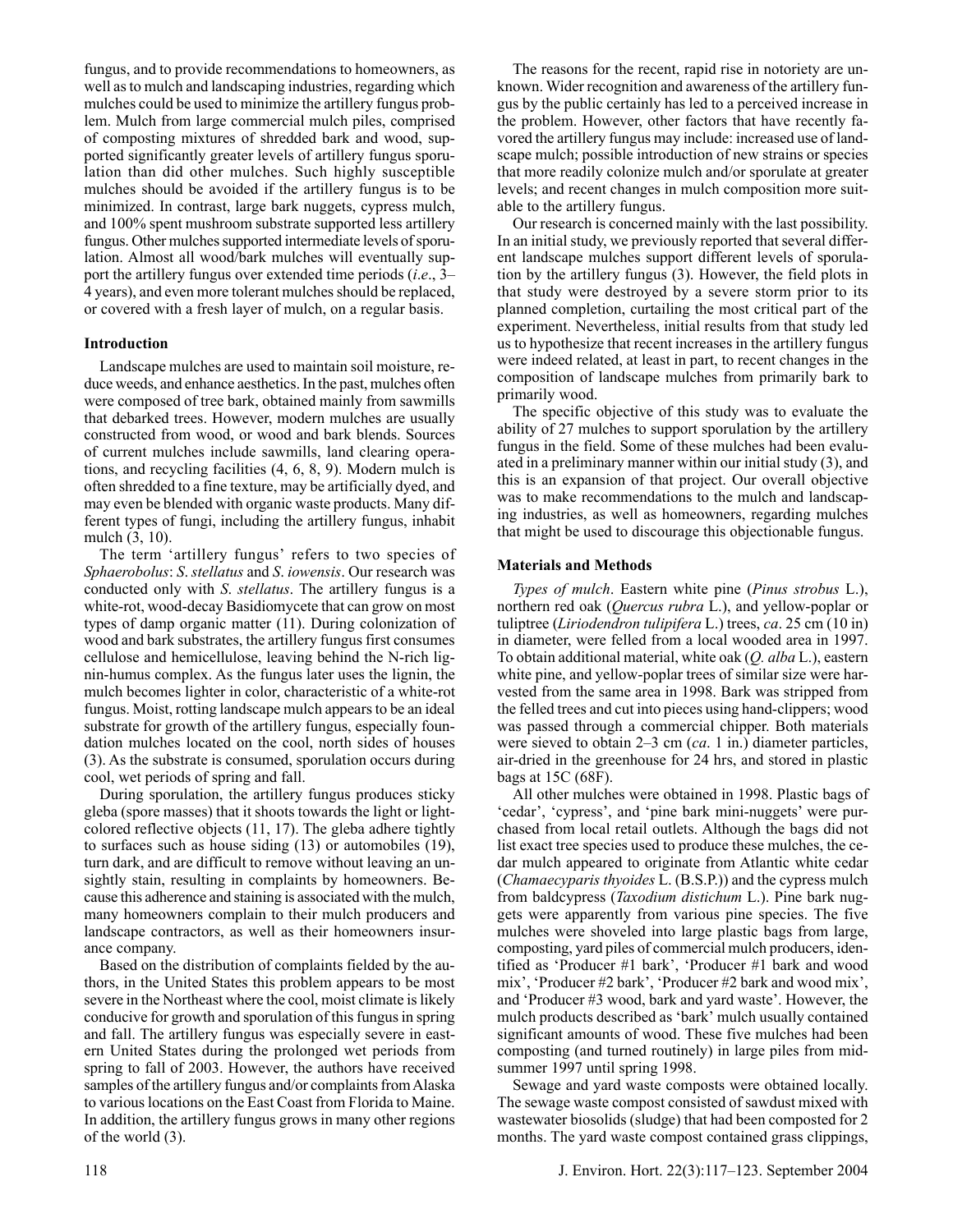fungus, and to provide recommendations to homeowners, as well as to mulch and landscaping industries, regarding which mulches could be used to minimize the artillery fungus problem. Mulch from large commercial mulch piles, comprised of composting mixtures of shredded bark and wood, supported significantly greater levels of artillery fungus sporulation than did other mulches. Such highly susceptible mulches should be avoided if the artillery fungus is to be minimized. In contrast, large bark nuggets, cypress mulch, and 100% spent mushroom substrate supported less artillery fungus. Other mulches supported intermediate levels of sporulation. Almost all wood/bark mulches will eventually support the artillery fungus over extended time periods (*i.e*., 3–4 years), and even more tolerant mulches should be replaced, or covered with a fresh layer of mulch, on a regular basis.

## Introduction

Landscape mulches are used to maintain soil moisture, reduce weeds, and enhance aesthetics. In the past, mulches often were composed of tree bark, obtained mainly from sawmills that debarked trees. However, modern mulches are usually constructed from wood, or wood and bark blends. Sources of current mulches include sawmills, land clearing operations, and recycling facilities (4, 6, 8, 9). Modern mulch is often shredded to a fine texture, may be artificially dyed, and may even be blended with organic waste products. Many different types of fungi, including the artillery fungus, inhabit mulch (3, 10).

The term 'artillery fungus' refers to two species of *Sphaerobolus*: *S. stellatus* and *S. iowensis*. Our research was conducted only with *S. stellatus*. The artillery fungus is a white-rot, wood-decay Basidiomycete that can grow on most types of damp organic matter (11). During colonization of wood and bark substrates, the artillery fungus first consumes cellulose and hemicellulose, leaving behind the N-rich lignin-humus complex. As the fungus later uses the lignin, the mulch becomes lighter in color, characteristic of a white-rot fungus. Moist, rotting landscape mulch appears to be an ideal substrate for growth of the artillery fungus, especially foundation mulches located on the cool, north sides of houses (3). As the substrate is consumed, sporulation occurs during cool, wet periods of spring and fall.

During sporulation, the artillery fungus produces sticky gleba (spore masses) that it shoots towards the light or light-colored reflective objects (11, 17). The gleba adhere tightly to surfaces such as house siding (13) or automobiles (19), turn dark, and are difficult to remove without leaving an unsightly stain, resulting in complaints by homeowners. Because this adherence and staining is associated with the mulch, many homeowners complain to their mulch producers and landscape contractors, as well as their homeowners insurance company.

Based on the distribution of complaints fielded by the authors, in the United States this problem appears to be most severe in the Northeast where the cool, moist climate is likely conducive for growth and sporulation of this fungus in spring and fall. The artillery fungus was especially severe in eastern United States during the prolonged wet periods from spring to fall of 2003. However, the authors have received samples of the artillery fungus and/or complaints from Alaska to various locations on the East Coast from Florida to Maine. In addition, the artillery fungus grows in many other regions of the world (3).

The reasons for the recent, rapid rise in notoriety are unknown. Wider recognition and awareness of the artillery fungus by the public certainly has led to a perceived increase in the problem. However, other factors that have recently favored the artillery fungus may include: increased use of landscape mulch; possible introduction of new strains or species that more readily colonize mulch and/or sporulate at greater levels; and recent changes in mulch composition more suitable to the artillery fungus.

Our research is concerned mainly with the last possibility. In an initial study, we previously reported that several different landscape mulches support different levels of sporulation by the artillery fungus (3). However, the field plots in that study were destroyed by a severe storm prior to its planned completion, curtailing the most critical part of the experiment. Nevertheless, initial results from that study led us to hypothesize that recent increases in the artillery fungus were indeed related, at least in part, to recent changes in the composition of landscape mulches from primarily bark to primarily wood.

The specific objective of this study was to evaluate the ability of 27 mulches to support sporulation by the artillery fungus in the field. Some of these mulches had been evaluated in a preliminary manner within our initial study (3), and this is an expansion of that project. Our overall objective was to make recommendations to the mulch and landscaping industries, as well as homeowners, regarding mulches that might be used to discourage this objectionable fungus.

## Materials and Methods

*Types of mulch*. Eastern white pine (*Pinus strobus* L.), northern red oak (*Quercus rubra* L.), and yellow-poplar or tuliptree (*Liriodendron tulipifera* L.) trees, *ca*. 25 cm (10 in) in diameter, were felled from a local wooded area in 1997. To obtain additional material, white oak (*Q. alba* L.), eastern white pine, and yellow-poplar trees of similar size were harvested from the same area in 1998. Bark was stripped from the felled trees and cut into pieces using hand-clippers; wood was passed through a commercial chipper. Both materials were sieved to obtain 2–3 cm (*ca*. 1 in.) diameter particles, air-dried in the greenhouse for 24 hrs, and stored in plastic bags at 15C (68F).

All other mulches were obtained in 1998. Plastic bags of 'cedar', 'cypress', and 'pine bark mini-nuggets' were purchased from local retail outlets. Although the bags did not list exact tree species used to produce these mulches, the cedar mulch appeared to originate from Atlantic white cedar (*Chamaecyparis thyoides* L. (B.S.P.)) and the cypress mulch from baldcypress (*Taxodium distichum* L.). Pine bark nuggets were apparently from various pine species. The five mulches were shoveled into large plastic bags from large, composting, yard piles of commercial mulch producers, identified as 'Producer #1 bark', 'Producer #1 bark and wood mix', 'Producer #2 bark', 'Producer #2 bark and wood mix', and 'Producer #3 wood, bark and yard waste'. However, the mulch products described as 'bark' mulch usually contained significant amounts of wood. These five mulches had been composting (and turned routinely) in large piles from mid-summer 1997 until spring 1998.

Sewage and yard waste composts were obtained locally. The sewage waste compost consisted of sawdust mixed with wastewater biosolids (sludge) that had been composted for 2 months. The yard waste compost contained grass clippings,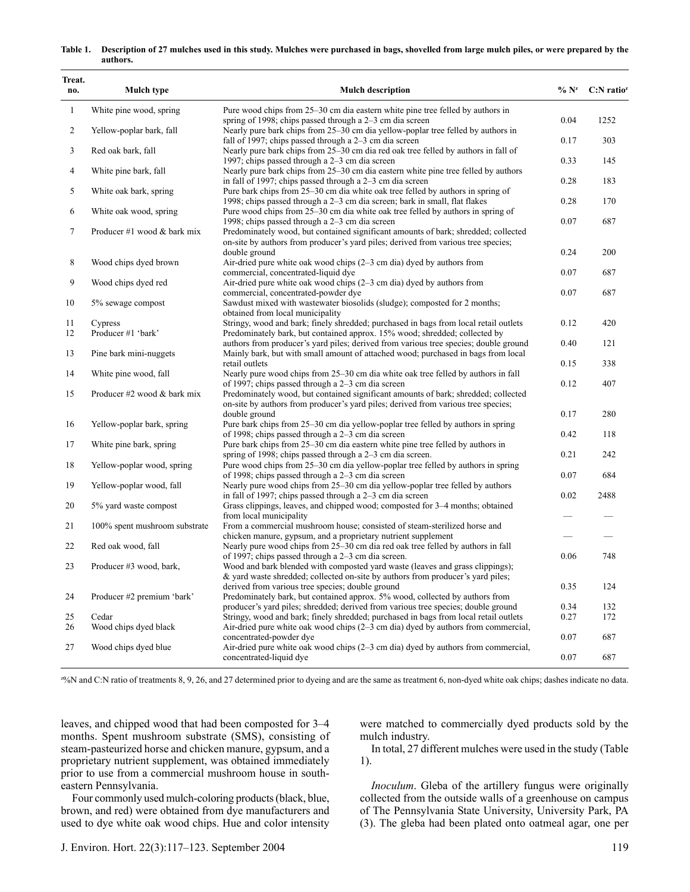**Table 1. Description of 27 mulches used in this study. Mulches were purchased in bags, shovelled from large mulch piles, or were prepared by the authors.**

| Treat. no. | Mulch type | Mulch description | % N[z] | C:N ratio[z] |
|---|---|---|---|---|
| 1 | White pine wood, spring | Pure wood chips from 25–30 cm dia eastern white pine tree felled by authors in spring of 1998; chips passed through a 2–3 cm dia screen | 0.04 | 1252 |
| 2 | Yellow-poplar bark, fall | Nearly pure bark chips from 25–30 cm dia yellow-poplar tree felled by authors in fall of 1997; chips passed through a 2–3 cm dia screen | 0.17 | 303 |
| 3 | Red oak bark, fall | Nearly pure bark chips from 25–30 cm dia red oak tree felled by authors in fall of 1997; chips passed through a 2–3 cm dia screen | 0.33 | 145 |
| 4 | White pine bark, fall | Nearly pure bark chips from 25–30 cm dia eastern white pine tree felled by authors in fall of 1997; chips passed through a 2–3 cm dia screen | 0.28 | 183 |
| 5 | White oak bark, spring | Pure bark chips from 25–30 cm dia white oak tree felled by authors in spring of 1998; chips passed through a 2–3 cm dia screen; bark in small, flat flakes | 0.28 | 170 |
| 6 | White oak wood, spring | Pure wood chips from 25–30 cm dia white oak tree felled by authors in spring of 1998; chips passed through a 2–3 cm dia screen | 0.07 | 687 |
| 7 | Producer #1 wood & bark mix | Predominately wood, but contained significant amounts of bark; shredded; collected on-site by authors from producer's yard piles; derived from various tree species; double ground | 0.24 | 200 |
| 8 | Wood chips dyed brown | Air-dried pure white oak wood chips (2–3 cm dia) dyed by authors from commercial, concentrated-liquid dye | 0.07 | 687 |
| 9 | Wood chips dyed red | Air-dried pure white oak wood chips (2–3 cm dia) dyed by authors from commercial, concentrated-powder dye | 0.07 | 687 |
| 10 | 5% sewage compost | Sawdust mixed with wastewater biosolids (sludge); composted for 2 months; obtained from local municipality | | |
| 11 | Cypress | Stringy, wood and bark; finely shredded; purchased in bags from local retail outlets | 0.12 | 420 |
| 12 | Producer #1 'bark' | Predominately bark, but contained approx. 15% wood; shredded; collected by authors from producer's yard piles; derived from various tree species; double ground | 0.40 | 121 |
| 13 | Pine bark mini-nuggets | Mainly bark, but with small amount of attached wood; purchased in bags from local retail outlets | 0.15 | 338 |
| 14 | White pine wood, fall | Nearly pure wood chips from 25–30 cm dia white oak tree felled by authors in fall of 1997; chips passed through a 2–3 cm dia screen | 0.12 | 407 |
| 15 | Producer #2 wood & bark mix | Predominately wood, but contained significant amounts of bark; shredded; collected on-site by authors from producer's yard piles; derived from various tree species; double ground | 0.17 | 280 |
| 16 | Yellow-poplar bark, spring | Pure bark chips from 25–30 cm dia yellow-poplar tree felled by authors in spring of 1998; chips passed through a 2–3 cm dia screen | 0.42 | 118 |
| 17 | White pine bark, spring | Pure bark chips from 25–30 cm dia eastern white pine tree felled by authors in spring of 1998; chips passed through a 2–3 cm dia screen. | 0.21 | 242 |
| 18 | Yellow-poplar wood, spring | Pure wood chips from 25–30 cm dia yellow-poplar tree felled by authors in spring of 1998; chips passed through a 2–3 cm dia screen | 0.07 | 684 |
| 19 | Yellow-poplar wood, fall | Nearly pure wood chips from 25–30 cm dia yellow-poplar tree felled by authors in fall of 1997; chips passed through a 2–3 cm dia screen | 0.02 | 2488 |
| 20 | 5% yard waste compost | Grass clippings, leaves, and chipped wood; composted for 3–4 months; obtained from local municipality | — | — |
| 21 | 100% spent mushroom substrate | From a commercial mushroom house; consisted of steam-sterilized horse and chicken manure, gypsum, and a proprietary nutrient supplement | — | — |
| 22 | Red oak wood, fall | Nearly pure wood chips from 25–30 cm dia red oak tree felled by authors in fall of 1997; chips passed through a 2–3 cm dia screen. | 0.06 | 748 |
| 23 | Producer #3 wood, bark, & yard waste | Wood and bark blended with composted yard waste (leaves and grass clippings); shredded; collected on-site by authors from producer's yard piles; derived from various tree species; double ground | 0.35 | 124 |
| 24 | Producer #2 premium 'bark' | Predominately bark, but contained approx. 5% wood, collected by authors from producer's yard piles; shredded; derived from various tree species; double ground | 0.34 | 132 |
| 25 | Cedar | Stringy, wood and bark; finely shredded; purchased in bags from local retail outlets | 0.27 | 172 |
| 26 | Wood chips dyed black | Air-dried pure white oak wood chips (2–3 cm dia) dyed by authors from commercial, concentrated-powder dye | 0.07 | 687 |
| 27 | Wood chips dyed blue | Air-dried pure white oak wood chips (2–3 cm dia) dyed by authors from commercial, concentrated-liquid dye | 0.07 | 687 |

[z]%N and C:N ratio of treatments 8, 9, 26, and 27 determined prior to dyeing and are the same as treatment 6, non-dyed white oak chips; dashes indicate no data.

leaves, and chipped wood that had been composted for 3–4 months. Spent mushroom substrate (SMS), consisting of steam-pasteurized horse and chicken manure, gypsum, and a proprietary nutrient supplement, was obtained immediately prior to use from a commercial mushroom house in southeastern Pennsylvania.

Four commonly used mulch-coloring products (black, blue, brown, and red) were obtained from dye manufacturers and used to dye white oak wood chips. Hue and color intensity were matched to commercially dyed products sold by the mulch industry.

In total, 27 different mulches were used in the study (Table 1).

*Inoculum*. Gleba of the artillery fungus were originally collected from the outside walls of a greenhouse on campus of The Pennsylvania State University, University Park, PA (3). The gleba had been plated onto oatmeal agar, one per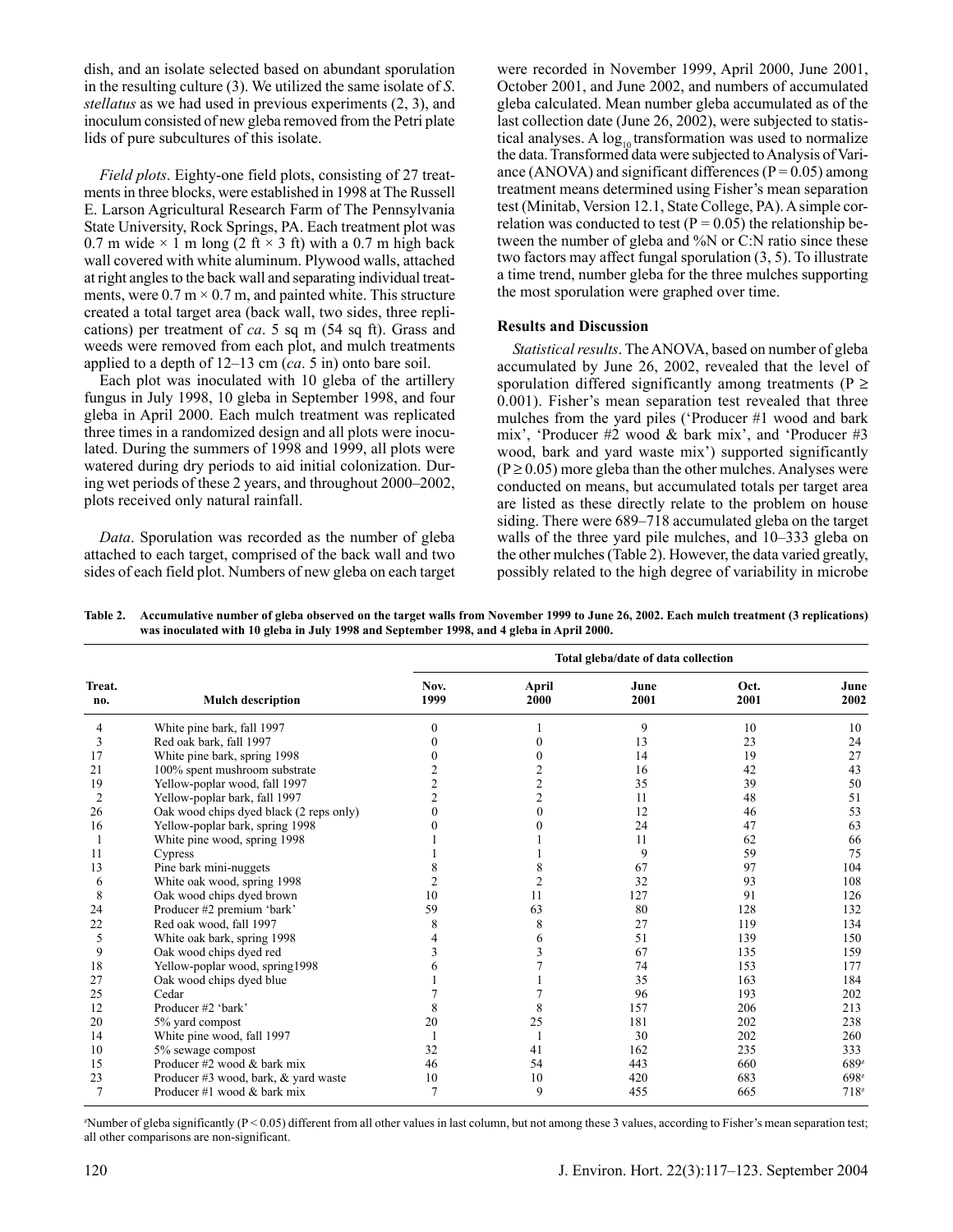dish, and an isolate selected based on abundant sporulation in the resulting culture (3). We utilized the same isolate of *S. stellatus* as we had used in previous experiments (2, 3), and inoculum consisted of new gleba removed from the Petri plate lids of pure subcultures of this isolate.

*Field plots*. Eighty-one field plots, consisting of 27 treatments in three blocks, were established in 1998 at The Russell E. Larson Agricultural Research Farm of The Pennsylvania State University, Rock Springs, PA. Each treatment plot was 0.7 m wide × 1 m long (2 ft × 3 ft) with a 0.7 m high back wall covered with white aluminum. Plywood walls, attached at right angles to the back wall and separating individual treatments, were 0.7 m × 0.7 m, and painted white. This structure created a total target area (back wall, two sides, three replications) per treatment of *ca*. 5 sq m (54 sq ft). Grass and weeds were removed from each plot, and mulch treatments applied to a depth of 12–13 cm (*ca*. 5 in) onto bare soil.

Each plot was inoculated with 10 gleba of the artillery fungus in July 1998, 10 gleba in September 1998, and four gleba in April 2000. Each mulch treatment was replicated three times in a randomized design and all plots were inoculated. During the summers of 1998 and 1999, all plots were watered during dry periods to aid initial colonization. During wet periods of these 2 years, and throughout 2000–2002, plots received only natural rainfall.

*Data*. Sporulation was recorded as the number of gleba attached to each target, comprised of the back wall and two sides of each field plot. Numbers of new gleba on each target were recorded in November 1999, April 2000, June 2001, October 2001, and June 2002, and numbers of accumulated gleba calculated. Mean number gleba accumulated as of the last collection date (June 26, 2002), were subjected to statistical analyses. A $\log_{10}$ transformation was used to normalize the data. Transformed data were subjected to Analysis of Variance (ANOVA) and significant differences ($P = 0.05$) among treatment means determined using Fisher's mean separation test (Minitab, Version 12.1, State College, PA). A simple correlation was conducted to test ($P = 0.05$) the relationship between the number of gleba and %N or C:N ratio since these two factors may affect fungal sporulation (3, 5). To illustrate a time trend, number gleba for the three mulches supporting the most sporulation were graphed over time.

## Results and Discussion

*Statistical results*. The ANOVA, based on number of gleba accumulated by June 26, 2002, revealed that the level of sporulation differed significantly among treatments ($P \geq 0.001$). Fisher's mean separation test revealed that three mulches from the yard piles ('Producer #1 wood and bark mix', 'Producer #2 wood & bark mix', and 'Producer #3 wood, bark and yard waste mix') supported significantly ($P \geq 0.05$) more gleba than the other mulches. Analyses were conducted on means, but accumulated totals per target area are listed as these directly relate to the problem on house siding. There were 689–718 accumulated gleba on the target walls of the three yard pile mulches, and 10–333 gleba on the other mulches (Table 2). However, the data varied greatly, possibly related to the high degree of variability in microbe

**Table 2. Accumulative number of gleba observed on the target walls from November 1999 to June 26, 2002. Each mulch treatment (3 replications) was inoculated with 10 gleba in July 1998 and September 1998, and 4 gleba in April 2000.**

| Treat. no. | Mulch description | Total gleba/date of data collection | | | | |
|---|---|---|---|---|---|---|
| | | Nov. 1999 | April 2000 | June 2001 | Oct. 2001 | June 2002 |
| 4 | White pine bark, fall 1997 | 0 | 1 | 9 | 10 | 10 |
| 3 | Red oak bark, fall 1997 | 0 | 0 | 13 | 23 | 24 |
| 17 | White pine bark, spring 1998 | 0 | 0 | 14 | 19 | 27 |
| 21 | 100% spent mushroom substrate | 2 | 2 | 16 | 42 | 43 |
| 19 | Yellow-poplar wood, fall 1997 | 2 | 2 | 35 | 39 | 50 |
| 2 | Yellow-poplar bark, fall 1997 | 2 | 2 | 11 | 48 | 51 |
| 26 | Oak wood chips dyed black (2 reps only) | 0 | 0 | 12 | 46 | 53 |
| 16 | Yellow-poplar bark, spring 1998 | 0 | 0 | 24 | 47 | 63 |
| 1 | White pine wood, spring 1998 | 1 | 1 | 11 | 62 | 66 |
| 11 | Cypress | 1 | 1 | 9 | 59 | 75 |
| 13 | Pine bark mini-nuggets | 8 | 8 | 67 | 97 | 104 |
| 6 | White oak wood, spring 1998 | 2 | 2 | 32 | 93 | 108 |
| 8 | Oak wood chips dyed brown | 10 | 11 | 127 | 91 | 126 |
| 24 | Producer #2 premium 'bark' | 59 | 63 | 80 | 128 | 132 |
| 22 | Red oak wood, fall 1997 | 8 | 8 | 27 | 119 | 134 |
| 5 | White oak bark, spring 1998 | 4 | 6 | 51 | 139 | 150 |
| 9 | Oak wood chips dyed red | 3 | 3 | 67 | 135 | 159 |
| 18 | Yellow-poplar wood, spring1998 | 6 | 7 | 74 | 153 | 177 |
| 27 | Oak wood chips dyed blue | 1 | 1 | 35 | 163 | 184 |
| 25 | Cedar | 7 | 7 | 96 | 193 | 202 |
| 12 | Producer #2 'bark' | 8 | 8 | 157 | 206 | 213 |
| 20 | 5% yard compost | 20 | 25 | 181 | 202 | 238 |
| 14 | White pine wood, fall 1997 | 1 | 1 | 30 | 202 | 260 |
| 10 | 5% sewage compost | 32 | 41 | 162 | 235 | 333 |
| 15 | Producer #2 wood & bark mix | 46 | 54 | 443 | 660 | 689[z] |
| 23 | Producer #3 wood, bark, & yard waste | 10 | 10 | 420 | 683 | 698[z] |
| 7 | Producer #1 wood & bark mix | 7 | 9 | 455 | 665 | 718[z] |

[z]Number of gleba significantly ($P < 0.05$) different from all other values in last column, but not among these 3 values, according to Fisher's mean separation test; all other comparisons are non-significant.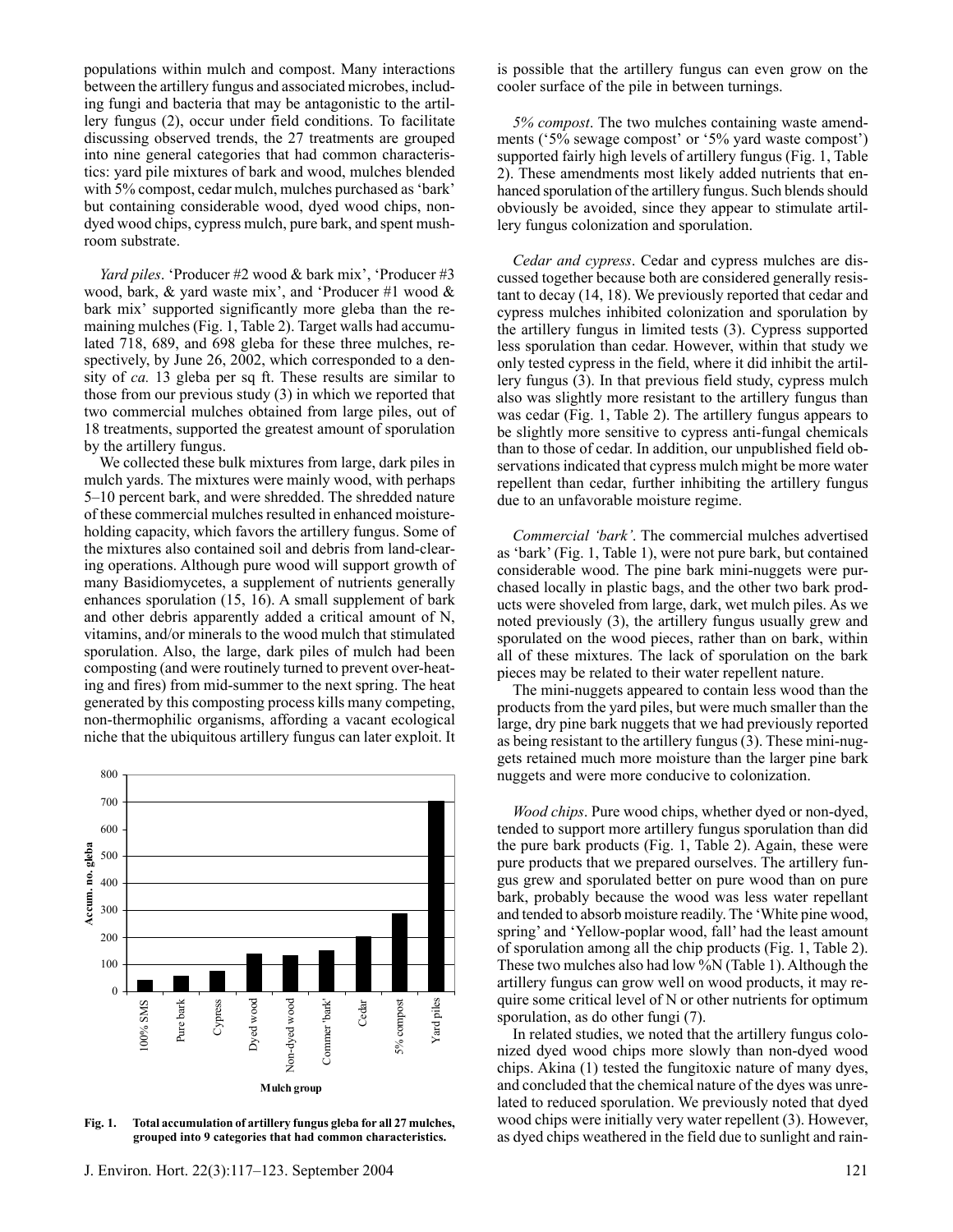populations within mulch and compost. Many interactions between the artillery fungus and associated microbes, including fungi and bacteria that may be antagonistic to the artillery fungus (2), occur under field conditions. To facilitate discussing observed trends, the 27 treatments are grouped into nine general categories that had common characteristics: yard pile mixtures of bark and wood, mulches blended with 5% compost, cedar mulch, mulches purchased as 'bark' but containing considerable wood, dyed wood chips, non-dyed wood chips, cypress mulch, pure bark, and spent mushroom substrate.

*Yard piles*. 'Producer #2 wood & bark mix', 'Producer #3 wood, bark, & yard waste mix', and 'Producer #1 wood & bark mix' supported significantly more gleba than the remaining mulches (Fig. 1, Table 2). Target walls had accumulated 718, 689, and 698 gleba for these three mulches, respectively, by June 26, 2002, which corresponded to a density of *ca.* 13 gleba per sq ft. These results are similar to those from our previous study (3) in which we reported that two commercial mulches obtained from large piles, out of 18 treatments, supported the greatest amount of sporulation by the artillery fungus.

We collected these bulk mixtures from large, dark piles in mulch yards. The mixtures were mainly wood, with perhaps 5–10 percent bark, and were shredded. The shredded nature of these commercial mulches resulted in enhanced moisture-holding capacity, which favors the artillery fungus. Some of the mixtures also contained soil and debris from land-clearing operations. Although pure wood will support growth of many Basidiomycetes, a supplement of nutrients generally enhances sporulation (15, 16). A small supplement of bark and other debris apparently added a critical amount of N, vitamins, and/or minerals to the wood mulch that stimulated sporulation. Also, the large, dark piles of mulch had been composting (and were routinely turned to prevent over-heating and fires) from mid-summer to the next spring. The heat generated by this composting process kills many competing, non-thermophilic organisms, affording a vacant ecological niche that the ubiquitous artillery fungus can later exploit. It is possible that the artillery fungus can even grow on the cooler surface of the pile in between turnings.

| Mulch group | Accum. no. gleba |
|---|---|
| 100% SMS | ~45 |
| Pure bark | ~58 |
| Cypress | ~75 |
| Dyed wood | ~140 |
| Non-dyed wood | ~133 |
| Commer 'bark' | ~152 |
| Cedar | ~205 |
| 5% compost | ~288 |
| Yard piles | ~705 |

**Fig. 1. Total accumulation of artillery fungus gleba for all 27 mulches, grouped into 9 categories that had common characteristics.**

*5% compost*. The two mulches containing waste amendments ('5% sewage compost' or '5% yard waste compost') supported fairly high levels of artillery fungus (Fig. 1, Table 2). These amendments most likely added nutrients that enhanced sporulation of the artillery fungus. Such blends should obviously be avoided, since they appear to stimulate artillery fungus colonization and sporulation.

*Cedar and cypress*. Cedar and cypress mulches are discussed together because both are considered generally resistant to decay (14, 18). We previously reported that cedar and cypress mulches inhibited colonization and sporulation by the artillery fungus in limited tests (3). Cypress supported less sporulation than cedar. However, within that study we only tested cypress in the field, where it did inhibit the artillery fungus (3). In that previous field study, cypress mulch also was slightly more resistant to the artillery fungus than was cedar (Fig. 1, Table 2). The artillery fungus appears to be slightly more sensitive to cypress anti-fungal chemicals than to those of cedar. In addition, our unpublished field observations indicated that cypress mulch might be more water repellent than cedar, further inhibiting the artillery fungus due to an unfavorable moisture regime.

*Commercial 'bark'*. The commercial mulches advertised as 'bark' (Fig. 1, Table 1), were not pure bark, but contained considerable wood. The pine bark mini-nuggets were purchased locally in plastic bags, and the other two bark products were shoveled from large, dark, wet mulch piles. As we noted previously (3), the artillery fungus usually grew and sporulated on the wood pieces, rather than on bark, within all of these mixtures. The lack of sporulation on the bark pieces may be related to their water repellent nature.

The mini-nuggets appeared to contain less wood than the products from the yard piles, but were much smaller than the large, dry pine bark nuggets that we had previously reported as being resistant to the artillery fungus (3). These mini-nuggets retained much more moisture than the larger pine bark nuggets and were more conducive to colonization.

*Wood chips*. Pure wood chips, whether dyed or non-dyed, tended to support more artillery fungus sporulation than did the pure bark products (Fig. 1, Table 2). Again, these were pure products that we prepared ourselves. The artillery fungus grew and sporulated better on pure wood than on pure bark, probably because the wood was less water repellant and tended to absorb moisture readily. The 'White pine wood, spring' and 'Yellow-poplar wood, fall' had the least amount of sporulation among all the chip products (Fig. 1, Table 2). These two mulches also had low %N (Table 1). Although the artillery fungus can grow well on wood products, it may require some critical level of N or other nutrients for optimum sporulation, as do other fungi (7).

In related studies, we noted that the artillery fungus colonized dyed wood chips more slowly than non-dyed wood chips. Akina (1) tested the fungitoxic nature of many dyes, and concluded that the chemical nature of the dyes was unrelated to reduced sporulation. We previously noted that dyed wood chips were initially very water repellent (3). However, as dyed chips weathered in the field due to sunlight and rain-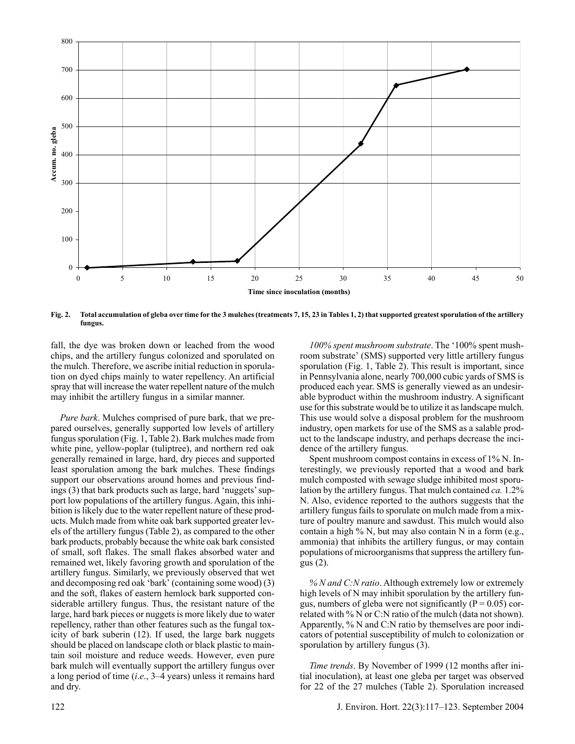Fig. 2. Total accumulation of gleba over time for the 3 mulches (treatments 7, 15, 23 in Tables 1, 2) that supported greatest sporulation of the artillery fungus.

fall, the dye was broken down or leached from the wood chips, and the artillery fungus colonized and sporulated on the mulch. Therefore, we ascribe initial reduction in sporulation on dyed chips mainly to water repellency. An artificial spray that will increase the water repellent nature of the mulch may inhibit the artillery fungus in a similar manner.

*Pure bark*. Mulches comprised of pure bark, that we prepared ourselves, generally supported low levels of artillery fungus sporulation (Fig. 1, Table 2). Bark mulches made from white pine, yellow-poplar (tuliptree), and northern red oak generally remained in large, hard, dry pieces and supported least sporulation among the bark mulches. These findings support our observations around homes and previous findings (3) that bark products such as large, hard 'nuggets' support low populations of the artillery fungus. Again, this inhibition is likely due to the water repellent nature of these products. Mulch made from white oak bark supported greater levels of the artillery fungus (Table 2), as compared to the other bark products, probably because the white oak bark consisted of small, soft flakes. The small flakes absorbed water and remained wet, likely favoring growth and sporulation of the artillery fungus. Similarly, we previously observed that wet and decomposing red oak 'bark' (containing some wood) (3) and the soft, flakes of eastern hemlock bark supported considerable artillery fungus. Thus, the resistant nature of the large, hard bark pieces or nuggets is more likely due to water repellency, rather than other features such as the fungal toxicity of bark suberin (12). If used, the large bark nuggets should be placed on landscape cloth or black plastic to maintain soil moisture and reduce weeds. However, even pure bark mulch will eventually support the artillery fungus over a long period of time (*i.e*., 3–4 years) unless it remains hard and dry.

*100% spent mushroom substrate*. The '100% spent mushroom substrate' (SMS) supported very little artillery fungus sporulation (Fig. 1, Table 2). This result is important, since in Pennsylvania alone, nearly 700,000 cubic yards of SMS is produced each year. SMS is generally viewed as an undesirable byproduct within the mushroom industry. A significant use for this substrate would be to utilize it as landscape mulch. This use would solve a disposal problem for the mushroom industry, open markets for use of the SMS as a salable product to the landscape industry, and perhaps decrease the incidence of the artillery fungus.

Spent mushroom compost contains in excess of 1% N. Interestingly, we previously reported that a wood and bark mulch composted with sewage sludge inhibited most sporulation by the artillery fungus. That mulch contained *ca.* 1.2% N. Also, evidence reported to the authors suggests that the artillery fungus fails to sporulate on mulch made from a mixture of poultry manure and sawdust. This mulch would also contain a high % N, but may also contain N in a form (e.g., ammonia) that inhibits the artillery fungus, or may contain populations of microorganisms that suppress the artillery fungus (2).

*% N and C:N ratio*. Although extremely low or extremely high levels of N may inhibit sporulation by the artillery fungus, numbers of gleba were not significantly ($P = 0.05$) correlated with % N or C:N ratio of the mulch (data not shown). Apparently, % N and C:N ratio by themselves are poor indicators of potential susceptibility of mulch to colonization or sporulation by artillery fungus (3).

*Time trends*. By November of 1999 (12 months after initial inoculation), at least one gleba per target was observed for 22 of the 27 mulches (Table 2). Sporulation increased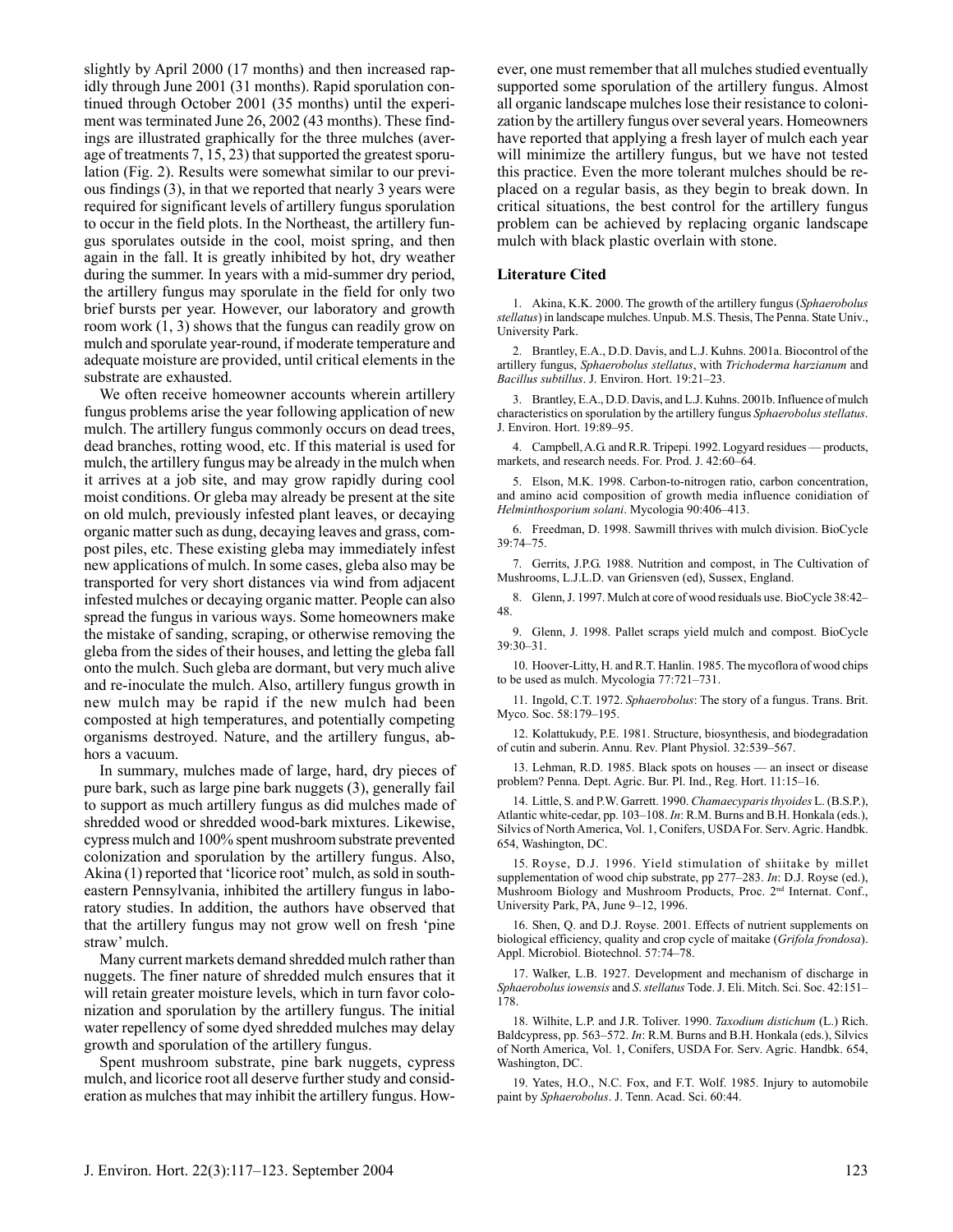slightly by April 2000 (17 months) and then increased rapidly through June 2001 (31 months). Rapid sporulation continued through October 2001 (35 months) until the experiment was terminated June 26, 2002 (43 months). These findings are illustrated graphically for the three mulches (average of treatments 7, 15, 23) that supported the greatest sporulation (Fig. 2). Results were somewhat similar to our previous findings (3), in that we reported that nearly 3 years were required for significant levels of artillery fungus sporulation to occur in the field plots. In the Northeast, the artillery fungus sporulates outside in the cool, moist spring, and then again in the fall. It is greatly inhibited by hot, dry weather during the summer. In years with a mid-summer dry period, the artillery fungus may sporulate in the field for only two brief bursts per year. However, our laboratory and growth room work (1, 3) shows that the fungus can readily grow on mulch and sporulate year-round, if moderate temperature and adequate moisture are provided, until critical elements in the substrate are exhausted.

We often receive homeowner accounts wherein artillery fungus problems arise the year following application of new mulch. The artillery fungus commonly occurs on dead trees, dead branches, rotting wood, etc. If this material is used for mulch, the artillery fungus may be already in the mulch when it arrives at a job site, and may grow rapidly during cool moist conditions. Or gleba may already be present at the site on old mulch, previously infested plant leaves, or decaying organic matter such as dung, decaying leaves and grass, compost piles, etc. These existing gleba may immediately infest new applications of mulch. In some cases, gleba also may be transported for very short distances via wind from adjacent infested mulches or decaying organic matter. People can also spread the fungus in various ways. Some homeowners make the mistake of sanding, scraping, or otherwise removing the gleba from the sides of their houses, and letting the gleba fall onto the mulch. Such gleba are dormant, but very much alive and re-inoculate the mulch. Also, artillery fungus growth in new mulch may be rapid if the new mulch had been composted at high temperatures, and potentially competing organisms destroyed. Nature, and the artillery fungus, abhors a vacuum.

In summary, mulches made of large, hard, dry pieces of pure bark, such as large pine bark nuggets (3), generally fail to support as much artillery fungus as did mulches made of shredded wood or shredded wood-bark mixtures. Likewise, cypress mulch and 100% spent mushroom substrate prevented colonization and sporulation by the artillery fungus. Also, Akina (1) reported that 'licorice root' mulch, as sold in southeastern Pennsylvania, inhibited the artillery fungus in laboratory studies. In addition, the authors have observed that that the artillery fungus may not grow well on fresh 'pine straw' mulch.

Many current markets demand shredded mulch rather than nuggets. The finer nature of shredded mulch ensures that it will retain greater moisture levels, which in turn favor colonization and sporulation by the artillery fungus. The initial water repellency of some dyed shredded mulches may delay growth and sporulation of the artillery fungus.

Spent mushroom substrate, pine bark nuggets, cypress mulch, and licorice root all deserve further study and consideration as mulches that may inhibit the artillery fungus. However, one must remember that all mulches studied eventually supported some sporulation of the artillery fungus. Almost all organic landscape mulches lose their resistance to colonization by the artillery fungus over several years. Homeowners have reported that applying a fresh layer of mulch each year will minimize the artillery fungus, but we have not tested this practice. Even the more tolerant mulches should be replaced on a regular basis, as they begin to break down. In critical situations, the best control for the artillery fungus problem can be achieved by replacing organic landscape mulch with black plastic overlain with stone.

## Literature Cited

1. Akina, K.K. 2000. The growth of the artillery fungus (*Sphaerobolus stellatus*) in landscape mulches. Unpub. M.S. Thesis, The Penna. State Univ., University Park.

2. Brantley, E.A., D.D. Davis, and L.J. Kuhns. 2001a. Biocontrol of the artillery fungus, *Sphaerobolus stellatus*, with *Trichoderma harzianum* and *Bacillus subtillus*. J. Environ. Hort. 19:21–23.

3. Brantley, E.A., D.D. Davis, and L.J. Kuhns. 2001b. Influence of mulch characteristics on sporulation by the artillery fungus *Sphaerobolus stellatus*. J. Environ. Hort. 19:89–95.

4. Campbell, A.G. and R.R. Tripepi. 1992. Logyard residues — products, markets, and research needs. For. Prod. J. 42:60–64.

5. Elson, M.K. 1998. Carbon-to-nitrogen ratio, carbon concentration, and amino acid composition of growth media influence conidiation of *Helminthosporium solani*. Mycologia 90:406–413.

6. Freedman, D. 1998. Sawmill thrives with mulch division. BioCycle 39:74–75.

7. Gerrits, J.P.G. 1988. Nutrition and compost, in The Cultivation of Mushrooms, L.J.L.D. van Griensven (ed), Sussex, England.

8. Glenn, J. 1997. Mulch at core of wood residuals use. BioCycle 38:42–48.

9. Glenn, J. 1998. Pallet scraps yield mulch and compost. BioCycle 39:30–31.

10. Hoover-Litty, H. and R.T. Hanlin. 1985. The mycoflora of wood chips to be used as mulch. Mycologia 77:721–731.

11. Ingold, C.T. 1972. *Sphaerobolus*: The story of a fungus. Trans. Brit. Myco. Soc. 58:179–195.

12. Kolattukudy, P.E. 1981. Structure, biosynthesis, and biodegradation of cutin and suberin. Annu. Rev. Plant Physiol. 32:539–567.

13. Lehman, R.D. 1985. Black spots on houses — an insect or disease problem? Penna. Dept. Agric. Bur. Pl. Ind., Reg. Hort. 11:15–16.

14. Little, S. and P.W. Garrett. 1990. *Chamaecyparis thyoides* L. (B.S.P.), Atlantic white-cedar, pp. 103–108. *In*: R.M. Burns and B.H. Honkala (eds.), Silvics of North America, Vol. 1, Conifers, USDA For. Serv. Agric. Handbk. 654, Washington, DC.

15. Royse, D.J. 1996. Yield stimulation of shiitake by millet supplementation of wood chip substrate, pp 277–283. *In*: D.J. Royse (ed.), Mushroom Biology and Mushroom Products, Proc. 2nd Internat. Conf., University Park, PA, June 9–12, 1996.

16. Shen, Q. and D.J. Royse. 2001. Effects of nutrient supplements on biological efficiency, quality and crop cycle of maitake (*Grifola frondosa*). Appl. Microbiol. Biotechnol. 57:74–78.

17. Walker, L.B. 1927. Development and mechanism of discharge in *Sphaerobolus iowensis* and *S. stellatus* Tode. J. Eli. Mitch. Sci. Soc. 42:151–178.

18. Wilhite, L.P. and J.R. Toliver. 1990. *Taxodium distichum* (L.) Rich. Baldcypress, pp. 563–572. *In*: R.M. Burns and B.H. Honkala (eds.), Silvics of North America, Vol. 1, Conifers, USDA For. Serv. Agric. Handbk. 654, Washington, DC.

19. Yates, H.O., N.C. Fox, and F.T. Wolf. 1985. Injury to automobile paint by *Sphaerobolus*. J. Tenn. Acad. Sci. 60:44.